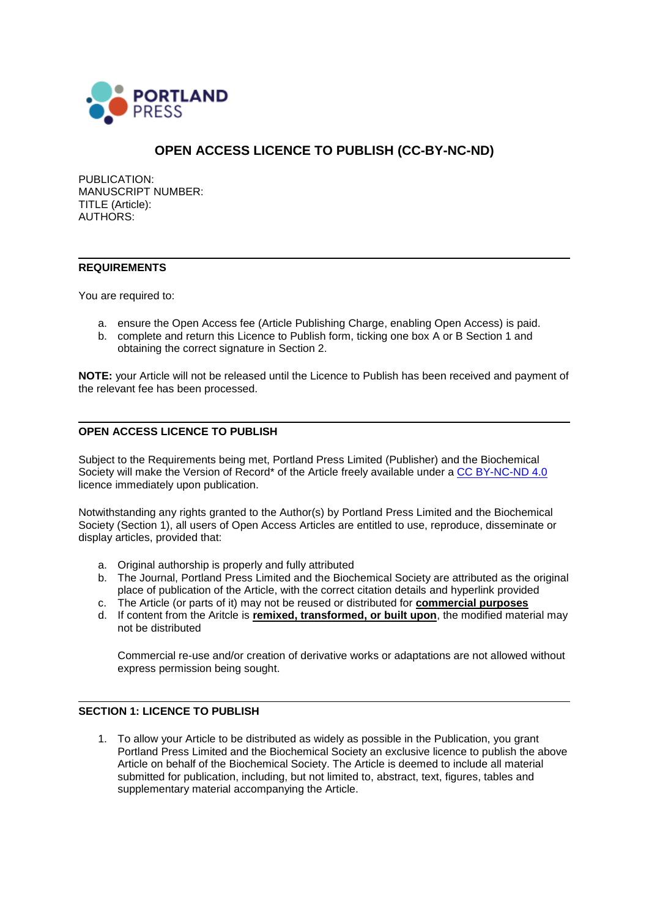PORTLAND PRESS

# OPEN ACCESS LICENCE TO PUBLISH (CC-BY-NC-ND)

PUBLICATION:
MANUSCRIPT NUMBER:
TITLE (Article):
AUTHORS:

## REQUIREMENTS

You are required to:

a. ensure the Open Access fee (Article Publishing Charge, enabling Open Access) is paid.
b. complete and return this Licence to Publish form, ticking one box A or B Section 1 and obtaining the correct signature in Section 2.

**NOTE:** your Article will not be released until the Licence to Publish has been received and payment of the relevant fee has been processed.

## OPEN ACCESS LICENCE TO PUBLISH

Subject to the Requirements being met, Portland Press Limited (Publisher) and the Biochemical Society will make the Version of Record* of the Article freely available under a CC BY-NC-ND 4.0 licence immediately upon publication.

Notwithstanding any rights granted to the Author(s) by Portland Press Limited and the Biochemical Society (Section 1), all users of Open Access Articles are entitled to use, reproduce, disseminate or display articles, provided that:

a. Original authorship is properly and fully attributed
b. The Journal, Portland Press Limited and the Biochemical Society are attributed as the original place of publication of the Article, with the correct citation details and hyperlink provided
c. The Article (or parts of it) may not be reused or distributed for **commercial purposes**
d. If content from the Aritcle is **remixed, transformed, or built upon**, the modified material may not be distributed

   Commercial re-use and/or creation of derivative works or adaptations are not allowed without express permission being sought.

## SECTION 1: LICENCE TO PUBLISH

1. To allow your Article to be distributed as widely as possible in the Publication, you grant Portland Press Limited and the Biochemical Society an exclusive licence to publish the above Article on behalf of the Biochemical Society. The Article is deemed to include all material submitted for publication, including, but not limited to, abstract, text, figures, tables and supplementary material accompanying the Article.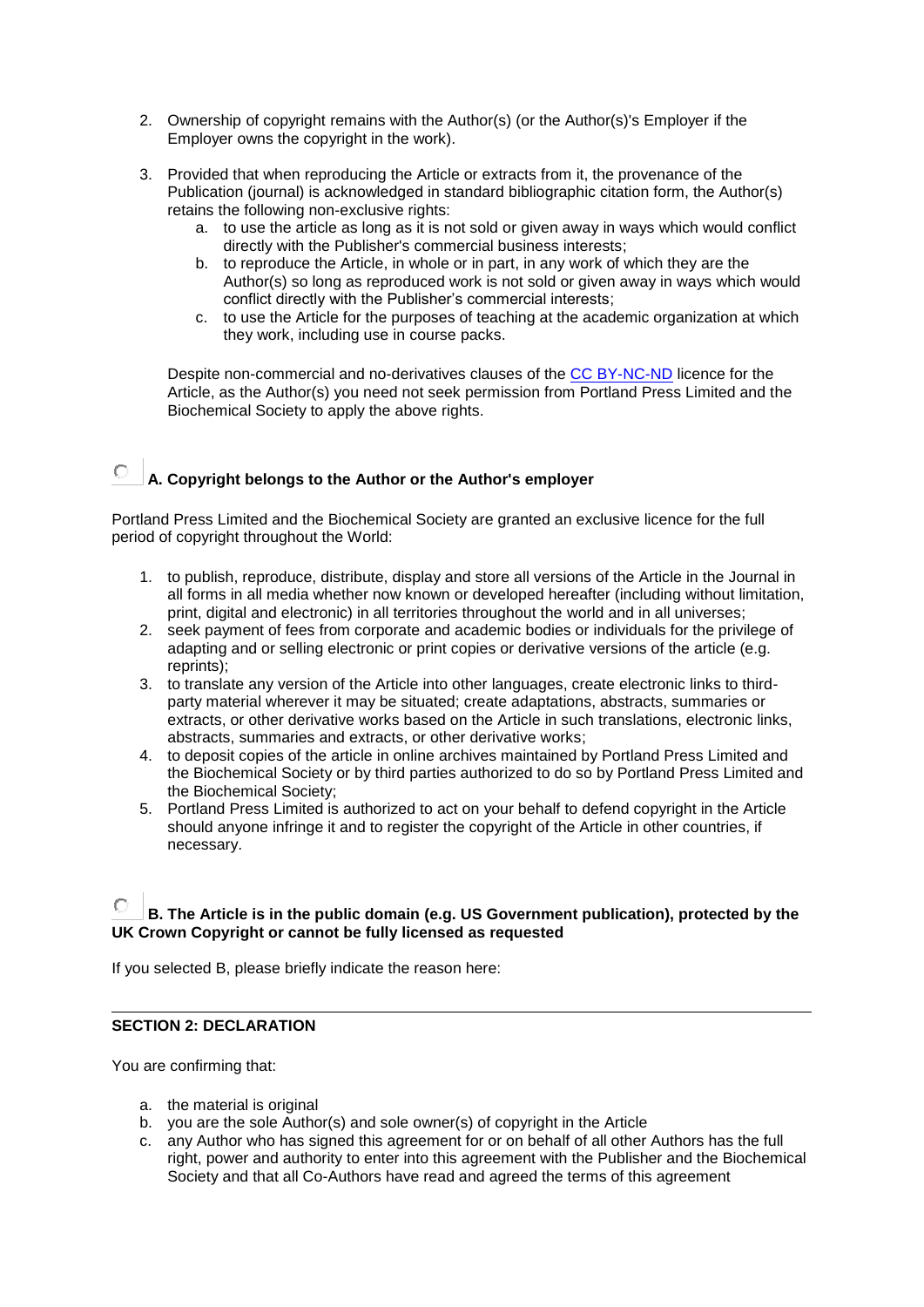2. Ownership of copyright remains with the Author(s) (or the Author(s)'s Employer if the Employer owns the copyright in the work).

3. Provided that when reproducing the Article or extracts from it, the provenance of the Publication (journal) is acknowledged in standard bibliographic citation form, the Author(s) retains the following non-exclusive rights:
   a. to use the article as long as it is not sold or given away in ways which would conflict directly with the Publisher's commercial business interests;
   b. to reproduce the Article, in whole or in part, in any work of which they are the Author(s) so long as reproduced work is not sold or given away in ways which would conflict directly with the Publisher's commercial interests;
   c. to use the Article for the purposes of teaching at the academic organization at which they work, including use in course packs.

   Despite non-commercial and no-derivatives clauses of the CC BY-NC-ND licence for the Article, as the Author(s) you need not seek permission from Portland Press Limited and the Biochemical Society to apply the above rights.

○ **A. Copyright belongs to the Author or the Author's employer**

Portland Press Limited and the Biochemical Society are granted an exclusive licence for the full period of copyright throughout the World:

1. to publish, reproduce, distribute, display and store all versions of the Article in the Journal in all forms in all media whether now known or developed hereafter (including without limitation, print, digital and electronic) in all territories throughout the world and in all universes;
2. seek payment of fees from corporate and academic bodies or individuals for the privilege of adapting and or selling electronic or print copies or derivative versions of the article (e.g. reprints);
3. to translate any version of the Article into other languages, create electronic links to third-party material wherever it may be situated; create adaptations, abstracts, summaries or extracts, or other derivative works based on the Article in such translations, electronic links, abstracts, summaries and extracts, or other derivative works;
4. to deposit copies of the article in online archives maintained by Portland Press Limited and the Biochemical Society or by third parties authorized to do so by Portland Press Limited and the Biochemical Society;
5. Portland Press Limited is authorized to act on your behalf to defend copyright in the Article should anyone infringe it and to register the copyright of the Article in other countries, if necessary.

○ **B. The Article is in the public domain (e.g. US Government publication), protected by the UK Crown Copyright or cannot be fully licensed as requested**

If you selected B, please briefly indicate the reason here:

---

**SECTION 2: DECLARATION**

You are confirming that:

a. the material is original
b. you are the sole Author(s) and sole owner(s) of copyright in the Article
c. any Author who has signed this agreement for or on behalf of all other Authors has the full right, power and authority to enter into this agreement with the Publisher and the Biochemical Society and that all Co-Authors have read and agreed the terms of this agreement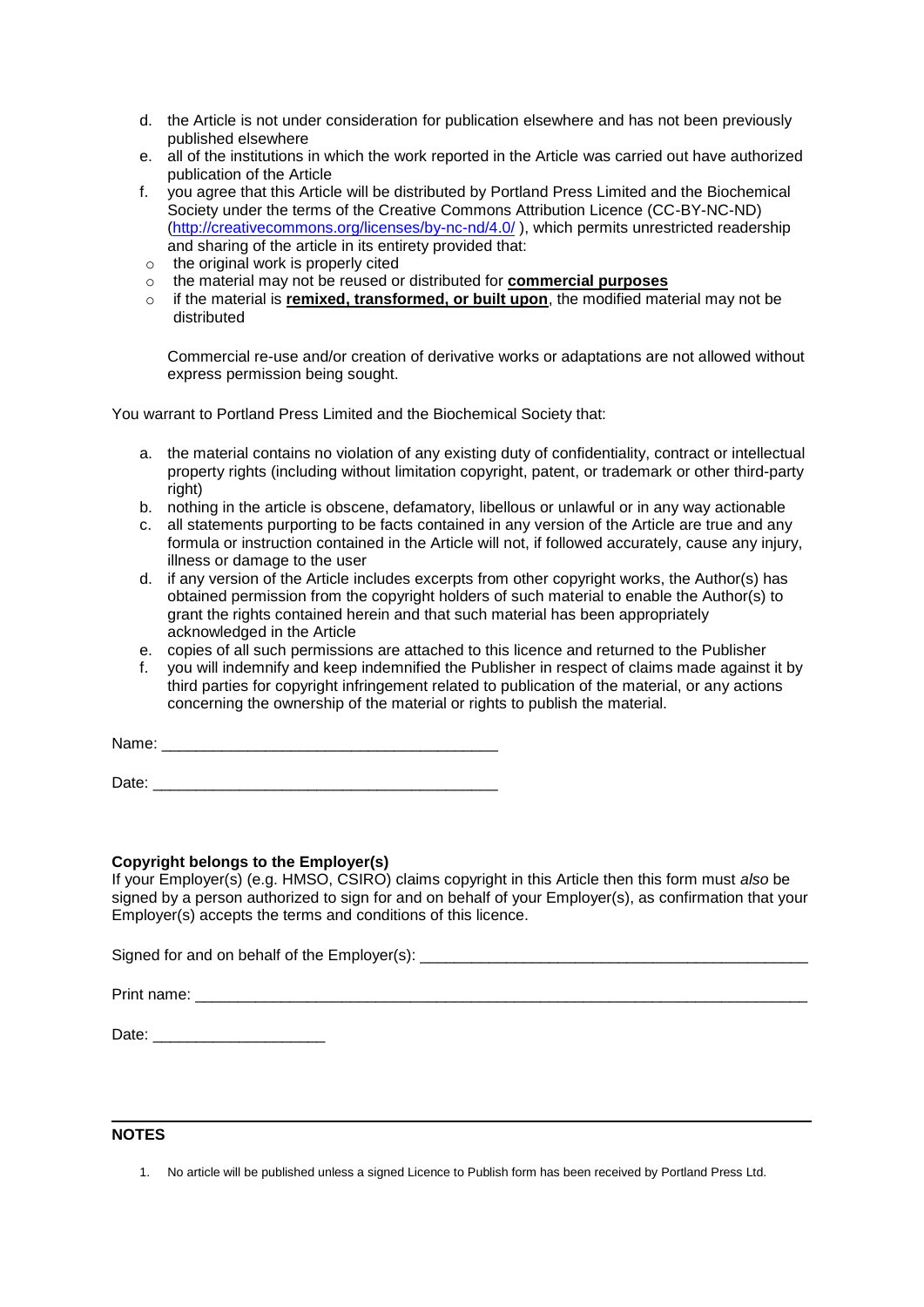d. the Article is not under consideration for publication elsewhere and has not been previously published elsewhere
e. all of the institutions in which the work reported in the Article was carried out have authorized publication of the Article
f. you agree that this Article will be distributed by Portland Press Limited and the Biochemical Society under the terms of the Creative Commons Attribution Licence (CC-BY-NC-ND) (http://creativecommons.org/licenses/by-nc-nd/4.0/ ), which permits unrestricted readership and sharing of the article in its entirety provided that:
   - the original work is properly cited
   - the material may not be reused or distributed for **commercial purposes**
   - if the material is **remixed, transformed, or built upon**, the modified material may not be distributed

   Commercial re-use and/or creation of derivative works or adaptations are not allowed without express permission being sought.

You warrant to Portland Press Limited and the Biochemical Society that:

a. the material contains no violation of any existing duty of confidentiality, contract or intellectual property rights (including without limitation copyright, patent, or trademark or other third-party right)
b. nothing in the article is obscene, defamatory, libellous or unlawful or in any way actionable
c. all statements purporting to be facts contained in any version of the Article are true and any formula or instruction contained in the Article will not, if followed accurately, cause any injury, illness or damage to the user
d. if any version of the Article includes excerpts from other copyright works, the Author(s) has obtained permission from the copyright holders of such material to enable the Author(s) to grant the rights contained herein and that such material has been appropriately acknowledged in the Article
e. copies of all such permissions are attached to this licence and returned to the Publisher
f. you will indemnify and keep indemnified the Publisher in respect of claims made against it by third parties for copyright infringement related to publication of the material, or any actions concerning the ownership of the material or rights to publish the material.

Name: _______________________________________

Date: ________________________________________

**Copyright belongs to the Employer(s)**
If your Employer(s) (e.g. HMSO, CSIRO) claims copyright in this Article then this form must *also* be signed by a person authorized to sign for and on behalf of your Employer(s), as confirmation that your Employer(s) accepts the terms and conditions of this licence.

Signed for and on behalf of the Employer(s): _____________________________________________

Print name: ___________________________________________________________________________

Date: ____________________

**NOTES**

1. No article will be published unless a signed Licence to Publish form has been received by Portland Press Ltd.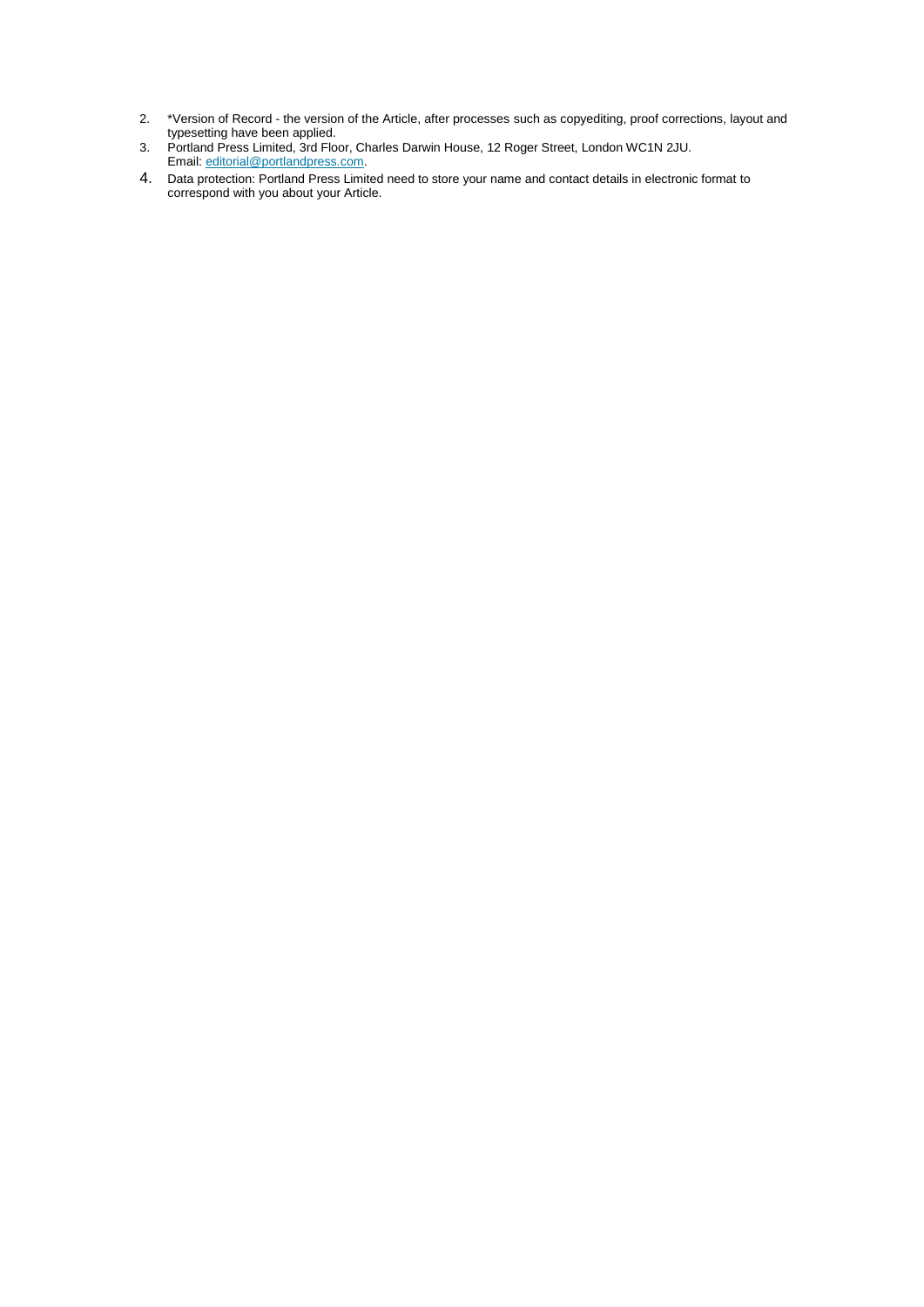2. *Version of Record - the version of the Article, after processes such as copyediting, proof corrections, layout and typesetting have been applied.
3. Portland Press Limited, 3rd Floor, Charles Darwin House, 12 Roger Street, London WC1N 2JU. Email: editorial@portlandpress.com.
4. Data protection: Portland Press Limited need to store your name and contact details in electronic format to correspond with you about your Article.